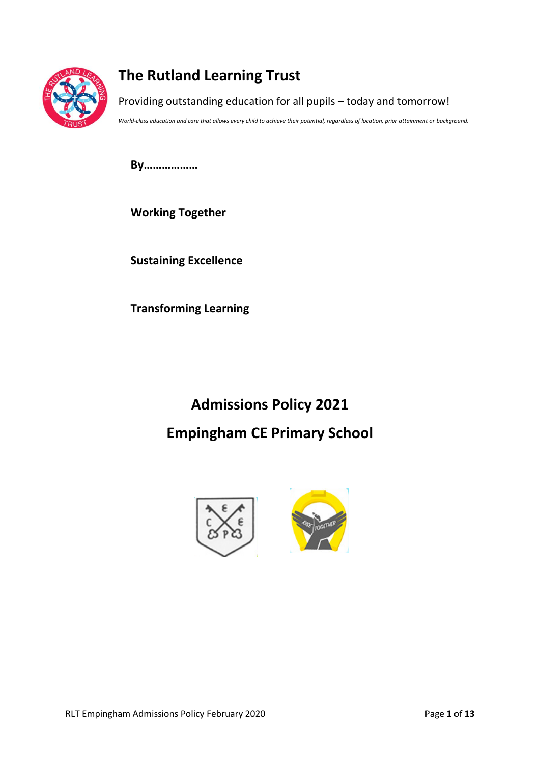# The Rutland Learning Trust

Providing outstanding education for all pupils – today and tomorrow!

*World-class education and care that allows every child to achieve their potential, regardless of location, prior attainment or background.*

**By………………**

**Working Together**

**Sustaining Excellence**

**Transforming Learning**

## Admissions Policy 2021

## Empingham CE Primary School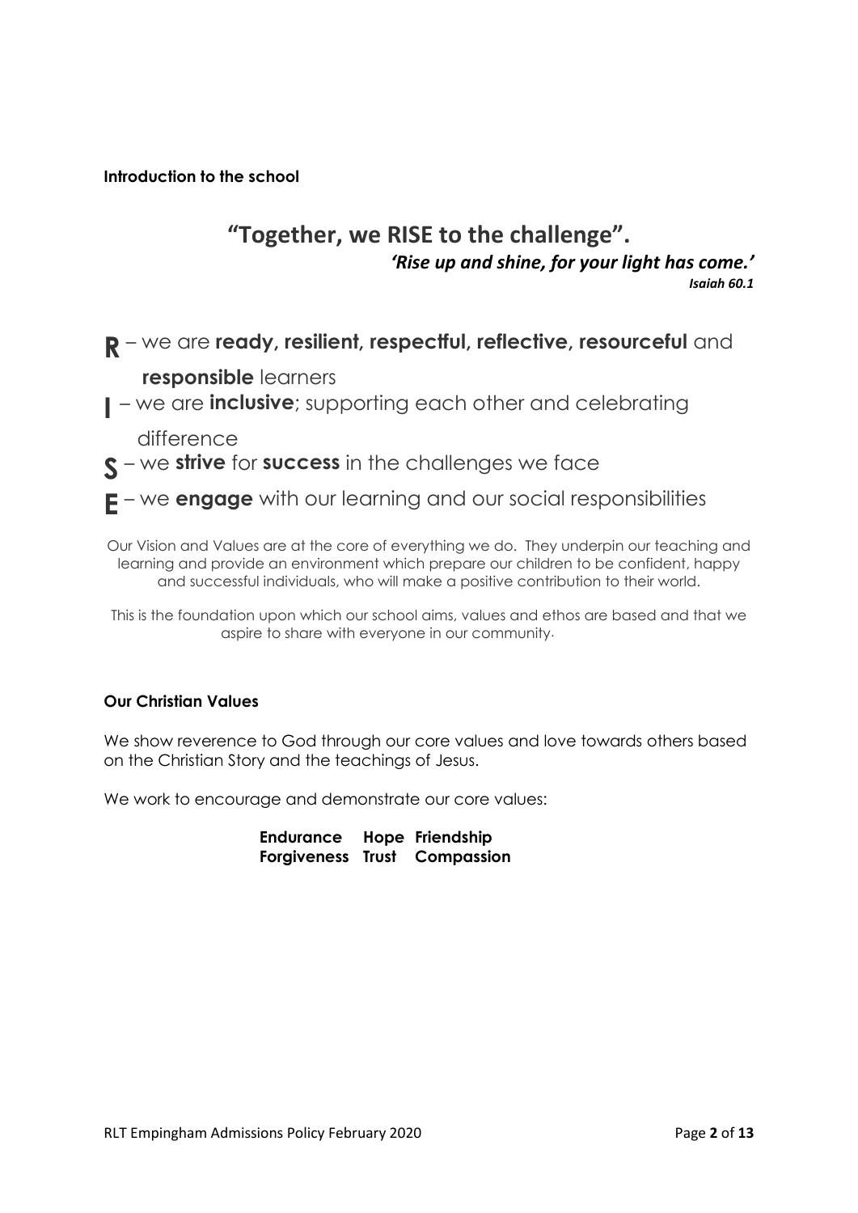**Introduction to the school**

## "Together, we RISE to the challenge".

*'Rise up and shine, for your light has come.'*
***Isaiah 60.1***

**R** – we are **ready, resilient, respectful, reflective, resourceful** and **responsible** learners

**I** – we are **inclusive**; supporting each other and celebrating difference

**S** – we **strive** for **success** in the challenges we face

**E** – we **engage** with our learning and our social responsibilities

Our Vision and Values are at the core of everything we do. They underpin our teaching and learning and provide an environment which prepare our children to be confident, happy and successful individuals, who will make a positive contribution to their world.

This is the foundation upon which our school aims, values and ethos are based and that we aspire to share with everyone in our community.

**Our Christian Values**

We show reverence to God through our core values and love towards others based on the Christian Story and the teachings of Jesus.

We work to encourage and demonstrate our core values:

| | | |
|---|---|---|
| **Endurance** | **Hope** | **Friendship** |
| **Forgiveness** | **Trust** | **Compassion** |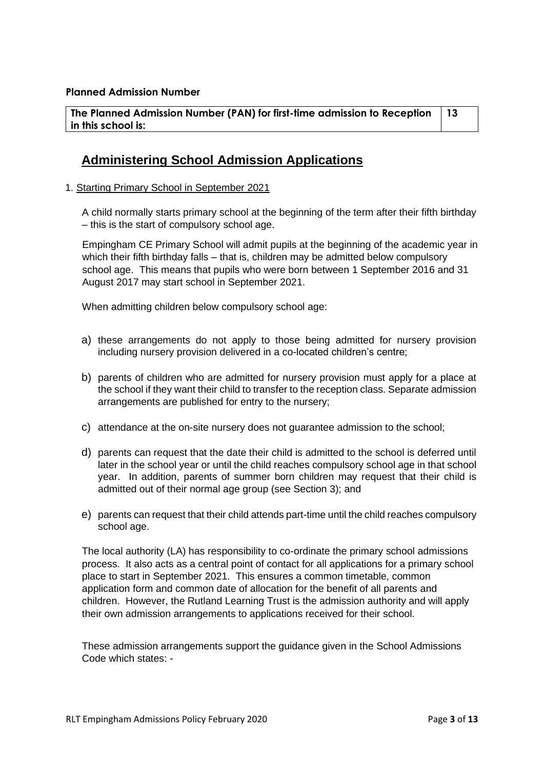**Planned Admission Number**

| The Planned Admission Number (PAN) for first-time admission to Reception in this school is: | 13 |
|---|---|

## Administering School Admission Applications

1. Starting Primary School in September 2021

A child normally starts primary school at the beginning of the term after their fifth birthday – this is the start of compulsory school age.

Empingham CE Primary School will admit pupils at the beginning of the academic year in which their fifth birthday falls – that is, children may be admitted below compulsory school age. This means that pupils who were born between 1 September 2016 and 31 August 2017 may start school in September 2021.

When admitting children below compulsory school age:

a) these arrangements do not apply to those being admitted for nursery provision including nursery provision delivered in a co-located children's centre;

b) parents of children who are admitted for nursery provision must apply for a place at the school if they want their child to transfer to the reception class. Separate admission arrangements are published for entry to the nursery;

c) attendance at the on-site nursery does not guarantee admission to the school;

d) parents can request that the date their child is admitted to the school is deferred until later in the school year or until the child reaches compulsory school age in that school year. In addition, parents of summer born children may request that their child is admitted out of their normal age group (see Section 3); and

e) parents can request that their child attends part-time until the child reaches compulsory school age.

The local authority (LA) has responsibility to co-ordinate the primary school admissions process. It also acts as a central point of contact for all applications for a primary school place to start in September 2021. This ensures a common timetable, common application form and common date of allocation for the benefit of all parents and children. However, the Rutland Learning Trust is the admission authority and will apply their own admission arrangements to applications received for their school.

These admission arrangements support the guidance given in the School Admissions Code which states: -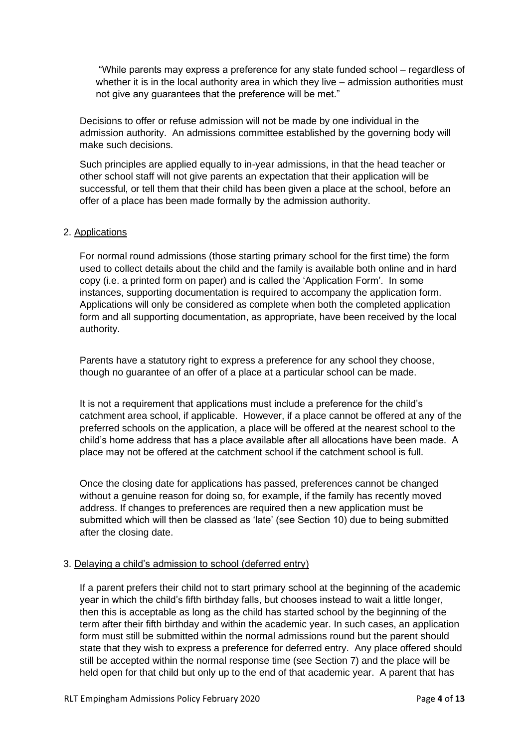"While parents may express a preference for any state funded school – regardless of whether it is in the local authority area in which they live – admission authorities must not give any guarantees that the preference will be met."

Decisions to offer or refuse admission will not be made by one individual in the admission authority. An admissions committee established by the governing body will make such decisions.

Such principles are applied equally to in-year admissions, in that the head teacher or other school staff will not give parents an expectation that their application will be successful, or tell them that their child has been given a place at the school, before an offer of a place has been made formally by the admission authority.

## 2. Applications

For normal round admissions (those starting primary school for the first time) the form used to collect details about the child and the family is available both online and in hard copy (i.e. a printed form on paper) and is called the 'Application Form'. In some instances, supporting documentation is required to accompany the application form. Applications will only be considered as complete when both the completed application form and all supporting documentation, as appropriate, have been received by the local authority.

Parents have a statutory right to express a preference for any school they choose, though no guarantee of an offer of a place at a particular school can be made.

It is not a requirement that applications must include a preference for the child's catchment area school, if applicable. However, if a place cannot be offered at any of the preferred schools on the application, a place will be offered at the nearest school to the child's home address that has a place available after all allocations have been made. A place may not be offered at the catchment school if the catchment school is full.

Once the closing date for applications has passed, preferences cannot be changed without a genuine reason for doing so, for example, if the family has recently moved address. If changes to preferences are required then a new application must be submitted which will then be classed as 'late' (see Section 10) due to being submitted after the closing date.

## 3. Delaying a child's admission to school (deferred entry)

If a parent prefers their child not to start primary school at the beginning of the academic year in which the child's fifth birthday falls, but chooses instead to wait a little longer, then this is acceptable as long as the child has started school by the beginning of the term after their fifth birthday and within the academic year. In such cases, an application form must still be submitted within the normal admissions round but the parent should state that they wish to express a preference for deferred entry. Any place offered should still be accepted within the normal response time (see Section 7) and the place will be held open for that child but only up to the end of that academic year. A parent that has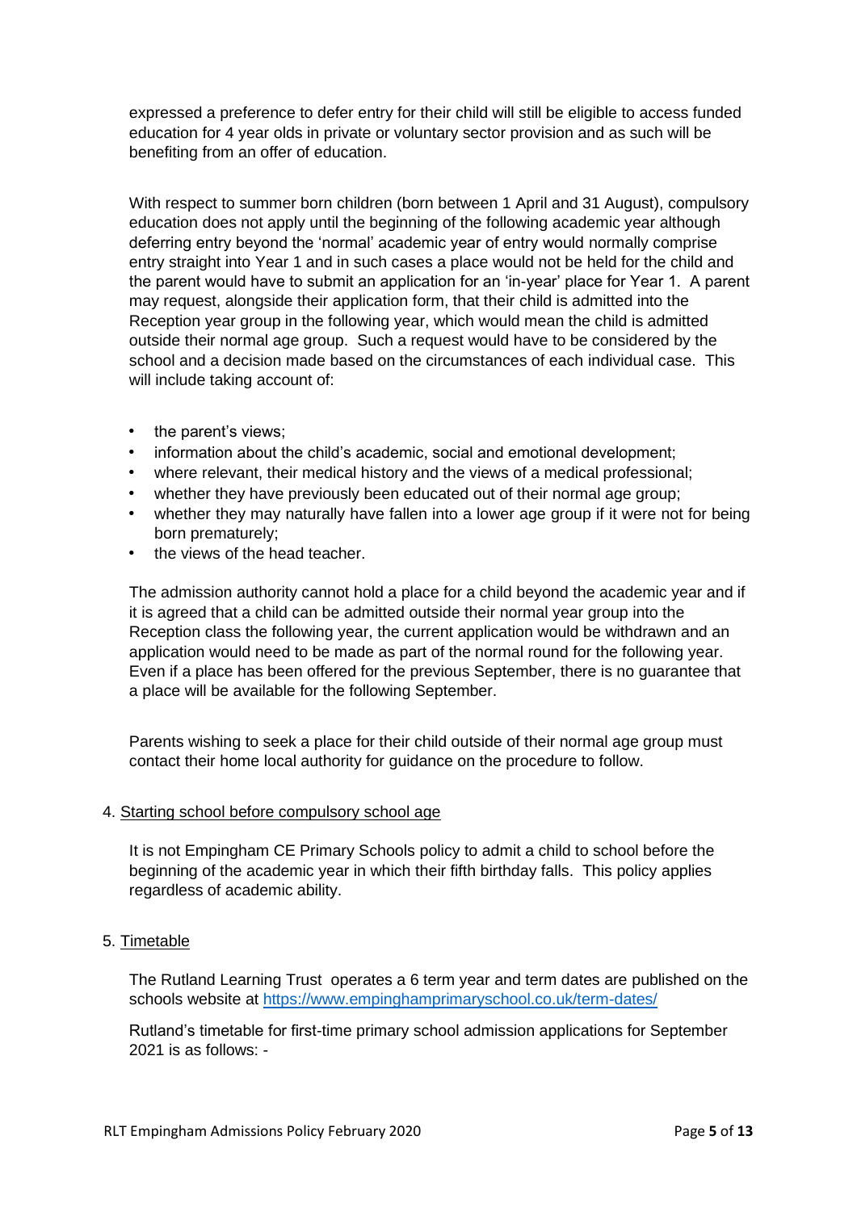expressed a preference to defer entry for their child will still be eligible to access funded education for 4 year olds in private or voluntary sector provision and as such will be benefiting from an offer of education.

With respect to summer born children (born between 1 April and 31 August), compulsory education does not apply until the beginning of the following academic year although deferring entry beyond the 'normal' academic year of entry would normally comprise entry straight into Year 1 and in such cases a place would not be held for the child and the parent would have to submit an application for an 'in-year' place for Year 1. A parent may request, alongside their application form, that their child is admitted into the Reception year group in the following year, which would mean the child is admitted outside their normal age group. Such a request would have to be considered by the school and a decision made based on the circumstances of each individual case. This will include taking account of:

- the parent's views;
- information about the child's academic, social and emotional development;
- where relevant, their medical history and the views of a medical professional;
- whether they have previously been educated out of their normal age group;
- whether they may naturally have fallen into a lower age group if it were not for being born prematurely;
- the views of the head teacher.

The admission authority cannot hold a place for a child beyond the academic year and if it is agreed that a child can be admitted outside their normal year group into the Reception class the following year, the current application would be withdrawn and an application would need to be made as part of the normal round for the following year. Even if a place has been offered for the previous September, there is no guarantee that a place will be available for the following September.

Parents wishing to seek a place for their child outside of their normal age group must contact their home local authority for guidance on the procedure to follow.

4. Starting school before compulsory school age

It is not Empingham CE Primary Schools policy to admit a child to school before the beginning of the academic year in which their fifth birthday falls. This policy applies regardless of academic ability.

5. Timetable

The Rutland Learning Trust operates a 6 term year and term dates are published on the schools website at https://www.empinghamprimaryschool.co.uk/term-dates/

Rutland's timetable for first-time primary school admission applications for September 2021 is as follows: -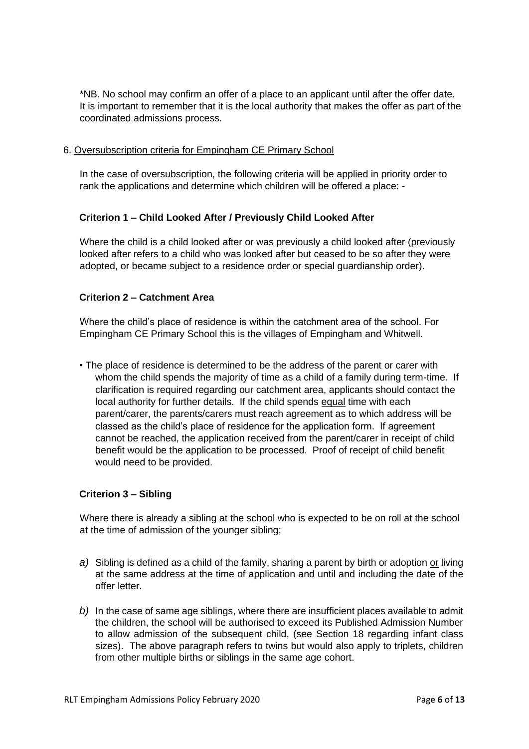*NB. No school may confirm an offer of a place to an applicant until after the offer date. It is important to remember that it is the local authority that makes the offer as part of the coordinated admissions process.

## 6. Oversubscription criteria for Empingham CE Primary School

In the case of oversubscription, the following criteria will be applied in priority order to rank the applications and determine which children will be offered a place: -

### Criterion 1 – Child Looked After / Previously Child Looked After

Where the child is a child looked after or was previously a child looked after (previously looked after refers to a child who was looked after but ceased to be so after they were adopted, or became subject to a residence order or special guardianship order).

### Criterion 2 – Catchment Area

Where the child's place of residence is within the catchment area of the school. For Empingham CE Primary School this is the villages of Empingham and Whitwell.

- The place of residence is determined to be the address of the parent or carer with whom the child spends the majority of time as a child of a family during term-time. If clarification is required regarding our catchment area, applicants should contact the local authority for further details. If the child spends equal time with each parent/carer, the parents/carers must reach agreement as to which address will be classed as the child's place of residence for the application form. If agreement cannot be reached, the application received from the parent/carer in receipt of child benefit would be the application to be processed. Proof of receipt of child benefit would need to be provided.

### Criterion 3 – Sibling

Where there is already a sibling at the school who is expected to be on roll at the school at the time of admission of the younger sibling;

*a)* Sibling is defined as a child of the family, sharing a parent by birth or adoption or living at the same address at the time of application and until and including the date of the offer letter.

*b)* In the case of same age siblings, where there are insufficient places available to admit the children, the school will be authorised to exceed its Published Admission Number to allow admission of the subsequent child, (see Section 18 regarding infant class sizes). The above paragraph refers to twins but would also apply to triplets, children from other multiple births or siblings in the same age cohort.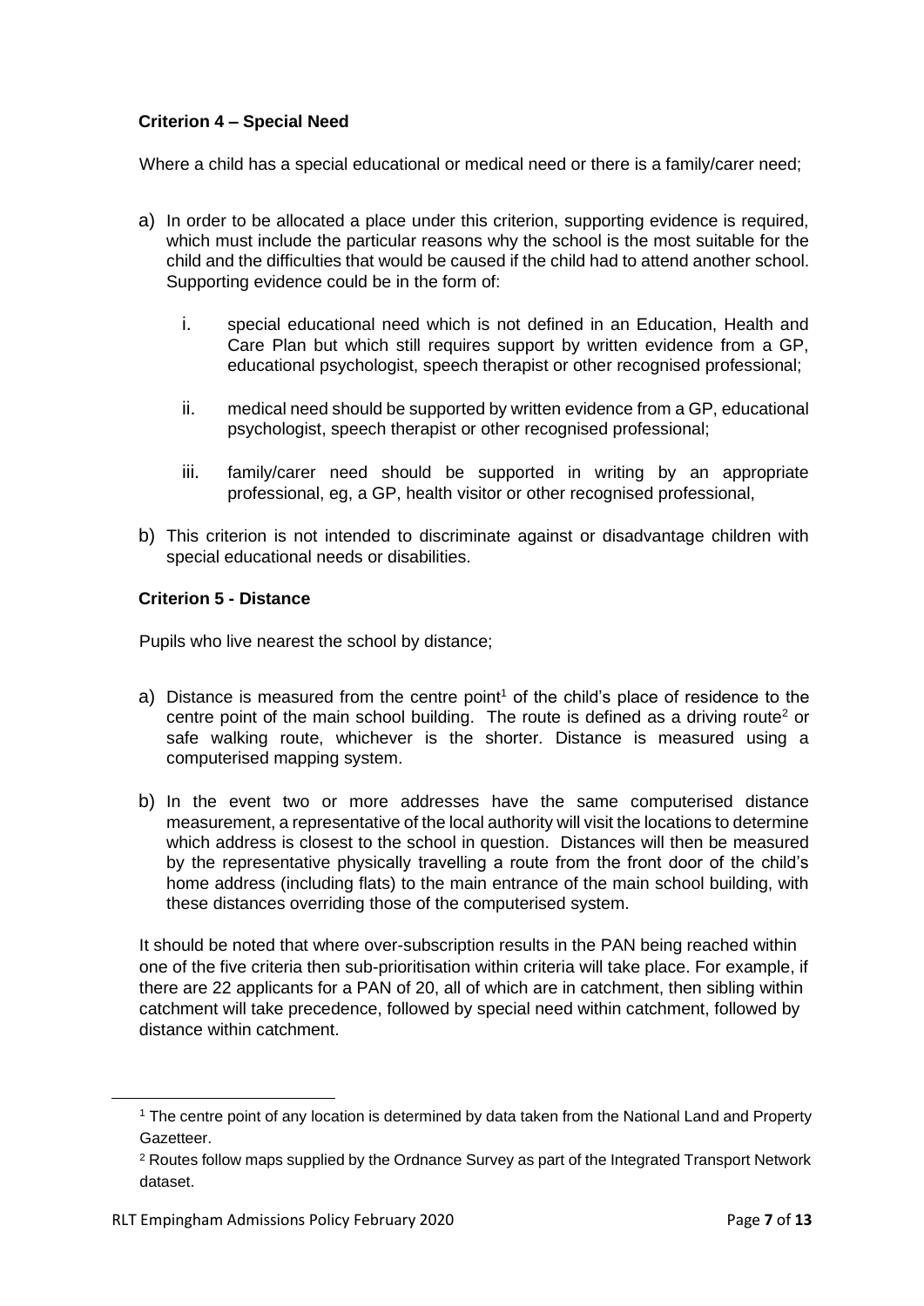**Criterion 4 – Special Need**

Where a child has a special educational or medical need or there is a family/carer need;

a) In order to be allocated a place under this criterion, supporting evidence is required, which must include the particular reasons why the school is the most suitable for the child and the difficulties that would be caused if the child had to attend another school. Supporting evidence could be in the form of:

   i. special educational need which is not defined in an Education, Health and Care Plan but which still requires support by written evidence from a GP, educational psychologist, speech therapist or other recognised professional;

   ii. medical need should be supported by written evidence from a GP, educational psychologist, speech therapist or other recognised professional;

   iii. family/carer need should be supported in writing by an appropriate professional, eg, a GP, health visitor or other recognised professional,

b) This criterion is not intended to discriminate against or disadvantage children with special educational needs or disabilities.

**Criterion 5 - Distance**

Pupils who live nearest the school by distance;

a) Distance is measured from the centre point[1] of the child's place of residence to the centre point of the main school building. The route is defined as a driving route[2] or safe walking route, whichever is the shorter. Distance is measured using a computerised mapping system.

b) In the event two or more addresses have the same computerised distance measurement, a representative of the local authority will visit the locations to determine which address is closest to the school in question. Distances will then be measured by the representative physically travelling a route from the front door of the child's home address (including flats) to the main entrance of the main school building, with these distances overriding those of the computerised system.

It should be noted that where over-subscription results in the PAN being reached within one of the five criteria then sub-prioritisation within criteria will take place. For example, if there are 22 applicants for a PAN of 20, all of which are in catchment, then sibling within catchment will take precedence, followed by special need within catchment, followed by distance within catchment.

---

[1] The centre point of any location is determined by data taken from the National Land and Property Gazetteer.

[2] Routes follow maps supplied by the Ordnance Survey as part of the Integrated Transport Network dataset.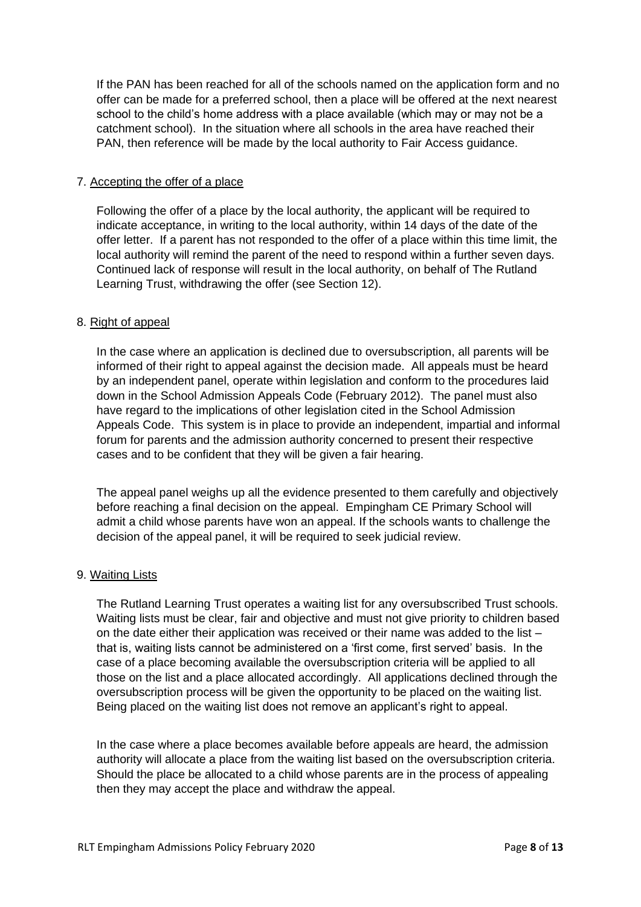If the PAN has been reached for all of the schools named on the application form and no offer can be made for a preferred school, then a place will be offered at the next nearest school to the child's home address with a place available (which may or may not be a catchment school). In the situation where all schools in the area have reached their PAN, then reference will be made by the local authority to Fair Access guidance.

## 7. Accepting the offer of a place

Following the offer of a place by the local authority, the applicant will be required to indicate acceptance, in writing to the local authority, within 14 days of the date of the offer letter. If a parent has not responded to the offer of a place within this time limit, the local authority will remind the parent of the need to respond within a further seven days. Continued lack of response will result in the local authority, on behalf of The Rutland Learning Trust, withdrawing the offer (see Section 12).

## 8. Right of appeal

In the case where an application is declined due to oversubscription, all parents will be informed of their right to appeal against the decision made. All appeals must be heard by an independent panel, operate within legislation and conform to the procedures laid down in the School Admission Appeals Code (February 2012). The panel must also have regard to the implications of other legislation cited in the School Admission Appeals Code. This system is in place to provide an independent, impartial and informal forum for parents and the admission authority concerned to present their respective cases and to be confident that they will be given a fair hearing.

The appeal panel weighs up all the evidence presented to them carefully and objectively before reaching a final decision on the appeal. Empingham CE Primary School will admit a child whose parents have won an appeal. If the schools wants to challenge the decision of the appeal panel, it will be required to seek judicial review.

## 9. Waiting Lists

The Rutland Learning Trust operates a waiting list for any oversubscribed Trust schools. Waiting lists must be clear, fair and objective and must not give priority to children based on the date either their application was received or their name was added to the list – that is, waiting lists cannot be administered on a 'first come, first served' basis. In the case of a place becoming available the oversubscription criteria will be applied to all those on the list and a place allocated accordingly. All applications declined through the oversubscription process will be given the opportunity to be placed on the waiting list. Being placed on the waiting list does not remove an applicant's right to appeal.

In the case where a place becomes available before appeals are heard, the admission authority will allocate a place from the waiting list based on the oversubscription criteria. Should the place be allocated to a child whose parents are in the process of appealing then they may accept the place and withdraw the appeal.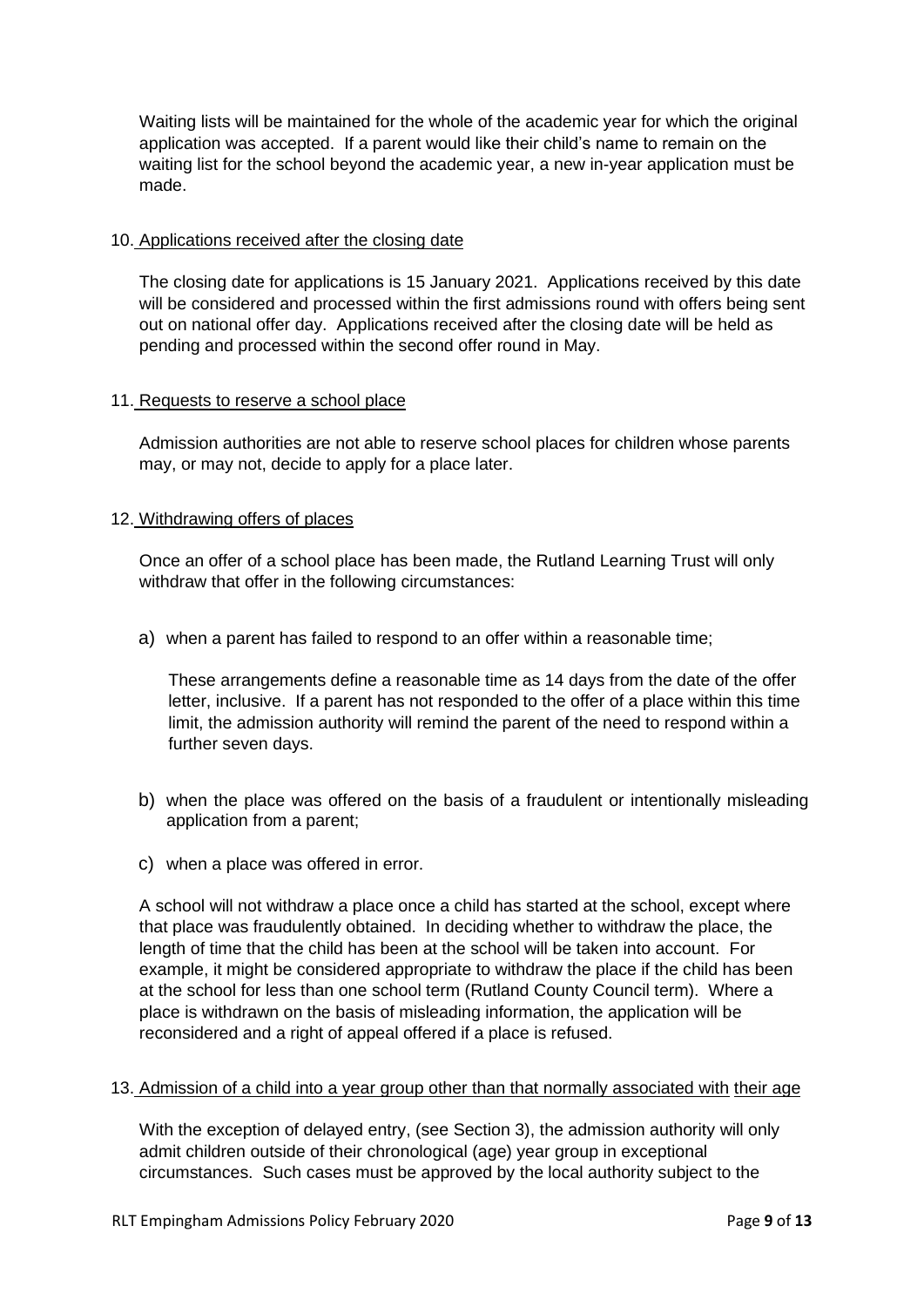Waiting lists will be maintained for the whole of the academic year for which the original application was accepted. If a parent would like their child's name to remain on the waiting list for the school beyond the academic year, a new in-year application must be made.

10. Applications received after the closing date

The closing date for applications is 15 January 2021. Applications received by this date will be considered and processed within the first admissions round with offers being sent out on national offer day. Applications received after the closing date will be held as pending and processed within the second offer round in May.

11. Requests to reserve a school place

Admission authorities are not able to reserve school places for children whose parents may, or may not, decide to apply for a place later.

12. Withdrawing offers of places

Once an offer of a school place has been made, the Rutland Learning Trust will only withdraw that offer in the following circumstances:

a) when a parent has failed to respond to an offer within a reasonable time;

   These arrangements define a reasonable time as 14 days from the date of the offer letter, inclusive. If a parent has not responded to the offer of a place within this time limit, the admission authority will remind the parent of the need to respond within a further seven days.

b) when the place was offered on the basis of a fraudulent or intentionally misleading application from a parent;

c) when a place was offered in error.

A school will not withdraw a place once a child has started at the school, except where that place was fraudulently obtained. In deciding whether to withdraw the place, the length of time that the child has been at the school will be taken into account. For example, it might be considered appropriate to withdraw the place if the child has been at the school for less than one school term (Rutland County Council term). Where a place is withdrawn on the basis of misleading information, the application will be reconsidered and a right of appeal offered if a place is refused.

13. Admission of a child into a year group other than that normally associated with their age

With the exception of delayed entry, (see Section 3), the admission authority will only admit children outside of their chronological (age) year group in exceptional circumstances. Such cases must be approved by the local authority subject to the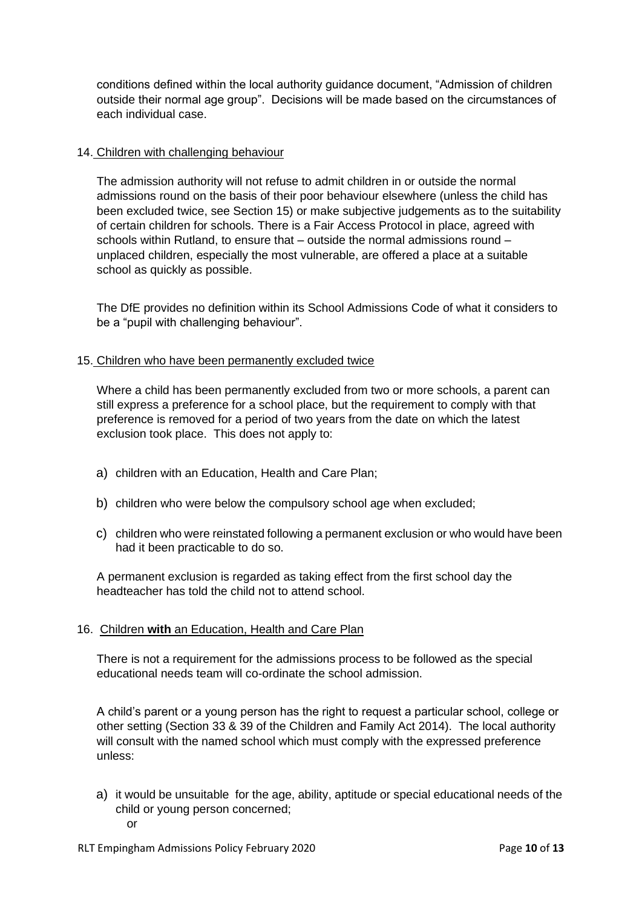conditions defined within the local authority guidance document, "Admission of children outside their normal age group". Decisions will be made based on the circumstances of each individual case.

14. Children with challenging behaviour

The admission authority will not refuse to admit children in or outside the normal admissions round on the basis of their poor behaviour elsewhere (unless the child has been excluded twice, see Section 15) or make subjective judgements as to the suitability of certain children for schools. There is a Fair Access Protocol in place, agreed with schools within Rutland, to ensure that – outside the normal admissions round – unplaced children, especially the most vulnerable, are offered a place at a suitable school as quickly as possible.

The DfE provides no definition within its School Admissions Code of what it considers to be a "pupil with challenging behaviour".

15. Children who have been permanently excluded twice

Where a child has been permanently excluded from two or more schools, a parent can still express a preference for a school place, but the requirement to comply with that preference is removed for a period of two years from the date on which the latest exclusion took place. This does not apply to:

a) children with an Education, Health and Care Plan;

b) children who were below the compulsory school age when excluded;

c) children who were reinstated following a permanent exclusion or who would have been had it been practicable to do so.

A permanent exclusion is regarded as taking effect from the first school day the headteacher has told the child not to attend school.

16. Children **with** an Education, Health and Care Plan

There is not a requirement for the admissions process to be followed as the special educational needs team will co-ordinate the school admission.

A child's parent or a young person has the right to request a particular school, college or other setting (Section 33 & 39 of the Children and Family Act 2014). The local authority will consult with the named school which must comply with the expressed preference unless:

a) it would be unsuitable for the age, ability, aptitude or special educational needs of the child or young person concerned;
   or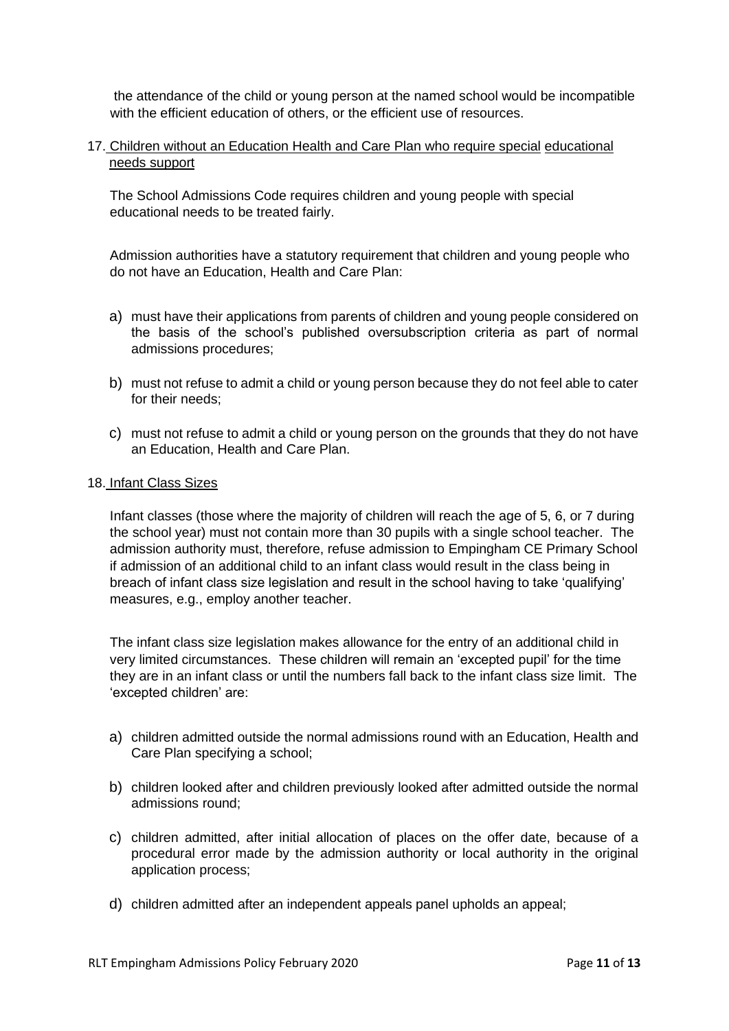the attendance of the child or young person at the named school would be incompatible with the efficient education of others, or the efficient use of resources.

17. Children without an Education Health and Care Plan who require special educational needs support

The School Admissions Code requires children and young people with special educational needs to be treated fairly.

Admission authorities have a statutory requirement that children and young people who do not have an Education, Health and Care Plan:

a) must have their applications from parents of children and young people considered on the basis of the school's published oversubscription criteria as part of normal admissions procedures;

b) must not refuse to admit a child or young person because they do not feel able to cater for their needs;

c) must not refuse to admit a child or young person on the grounds that they do not have an Education, Health and Care Plan.

18. Infant Class Sizes

Infant classes (those where the majority of children will reach the age of 5, 6, or 7 during the school year) must not contain more than 30 pupils with a single school teacher. The admission authority must, therefore, refuse admission to Empingham CE Primary School if admission of an additional child to an infant class would result in the class being in breach of infant class size legislation and result in the school having to take 'qualifying' measures, e.g., employ another teacher.

The infant class size legislation makes allowance for the entry of an additional child in very limited circumstances. These children will remain an 'excepted pupil' for the time they are in an infant class or until the numbers fall back to the infant class size limit. The 'excepted children' are:

a) children admitted outside the normal admissions round with an Education, Health and Care Plan specifying a school;

b) children looked after and children previously looked after admitted outside the normal admissions round;

c) children admitted, after initial allocation of places on the offer date, because of a procedural error made by the admission authority or local authority in the original application process;

d) children admitted after an independent appeals panel upholds an appeal;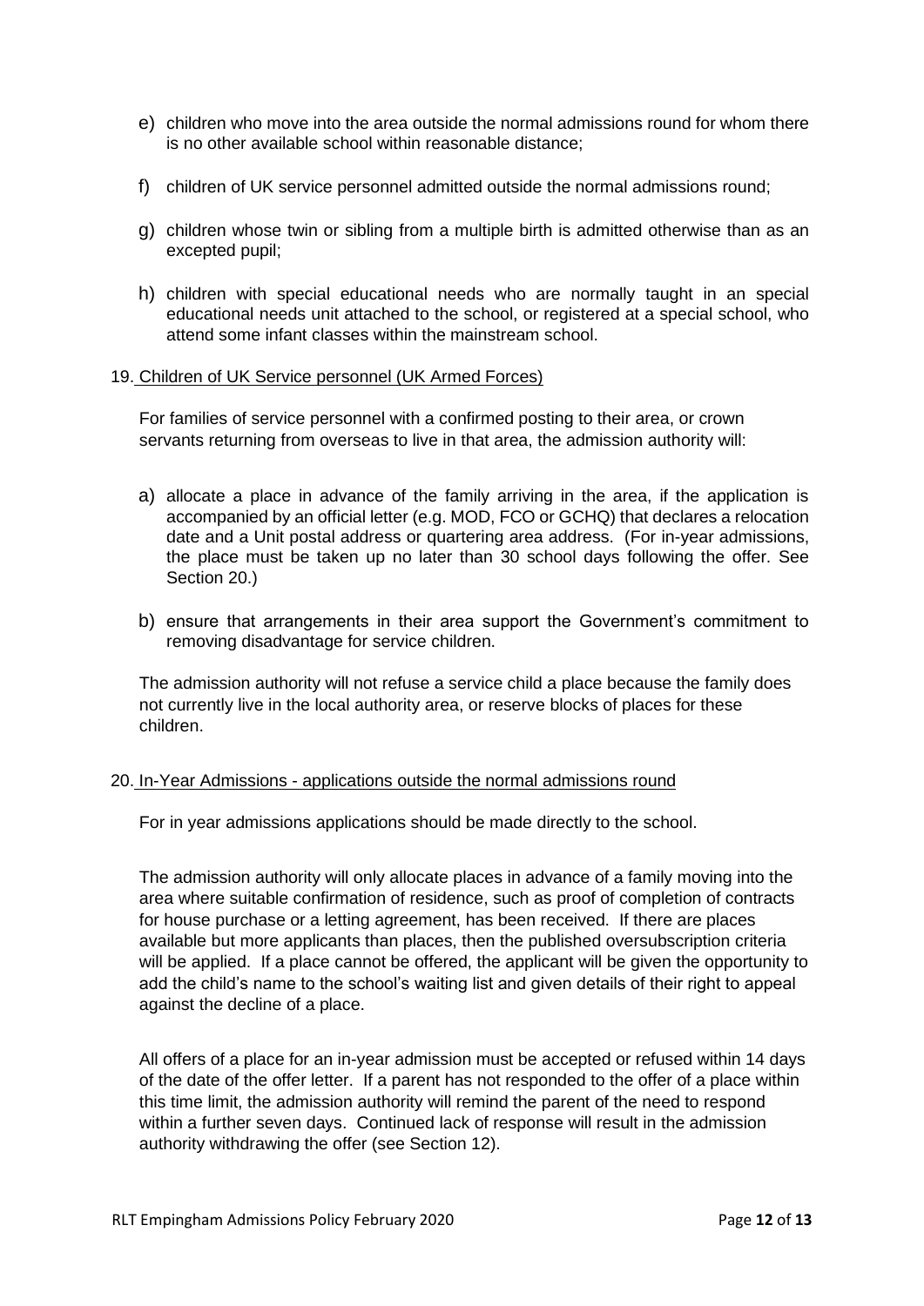e) children who move into the area outside the normal admissions round for whom there is no other available school within reasonable distance;

f) children of UK service personnel admitted outside the normal admissions round;

g) children whose twin or sibling from a multiple birth is admitted otherwise than as an excepted pupil;

h) children with special educational needs who are normally taught in an special educational needs unit attached to the school, or registered at a special school, who attend some infant classes within the mainstream school.

19. Children of UK Service personnel (UK Armed Forces)

For families of service personnel with a confirmed posting to their area, or crown servants returning from overseas to live in that area, the admission authority will:

a) allocate a place in advance of the family arriving in the area, if the application is accompanied by an official letter (e.g. MOD, FCO or GCHQ) that declares a relocation date and a Unit postal address or quartering area address. (For in-year admissions, the place must be taken up no later than 30 school days following the offer. See Section 20.)

b) ensure that arrangements in their area support the Government's commitment to removing disadvantage for service children.

The admission authority will not refuse a service child a place because the family does not currently live in the local authority area, or reserve blocks of places for these children.

20. In-Year Admissions - applications outside the normal admissions round

For in year admissions applications should be made directly to the school.

The admission authority will only allocate places in advance of a family moving into the area where suitable confirmation of residence, such as proof of completion of contracts for house purchase or a letting agreement, has been received. If there are places available but more applicants than places, then the published oversubscription criteria will be applied. If a place cannot be offered, the applicant will be given the opportunity to add the child's name to the school's waiting list and given details of their right to appeal against the decline of a place.

All offers of a place for an in-year admission must be accepted or refused within 14 days of the date of the offer letter. If a parent has not responded to the offer of a place within this time limit, the admission authority will remind the parent of the need to respond within a further seven days. Continued lack of response will result in the admission authority withdrawing the offer (see Section 12).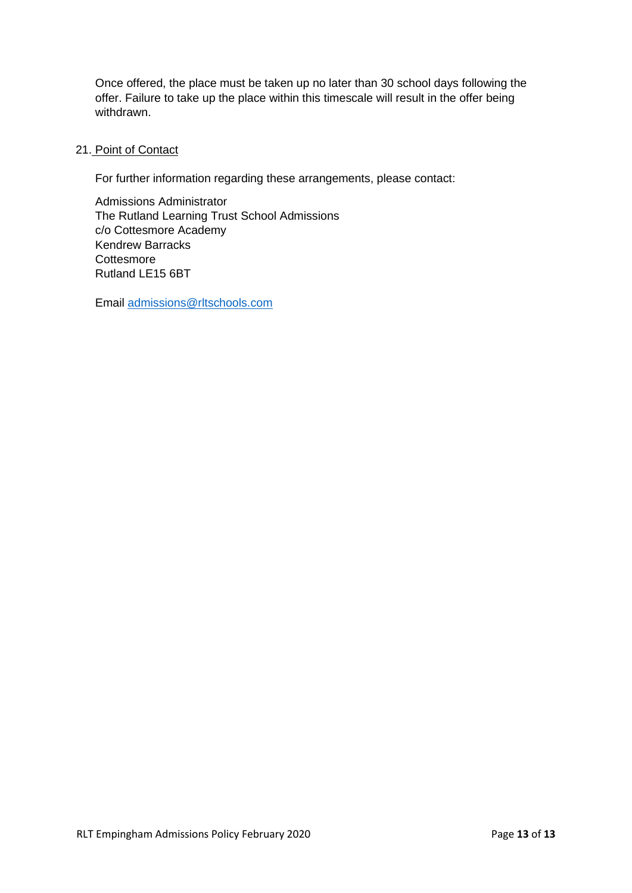Once offered, the place must be taken up no later than 30 school days following the offer. Failure to take up the place within this timescale will result in the offer being withdrawn.

21. Point of Contact

For further information regarding these arrangements, please contact:

Admissions Administrator
The Rutland Learning Trust School Admissions
c/o Cottesmore Academy
Kendrew Barracks
Cottesmore
Rutland LE15 6BT

Email admissions@rltschools.com